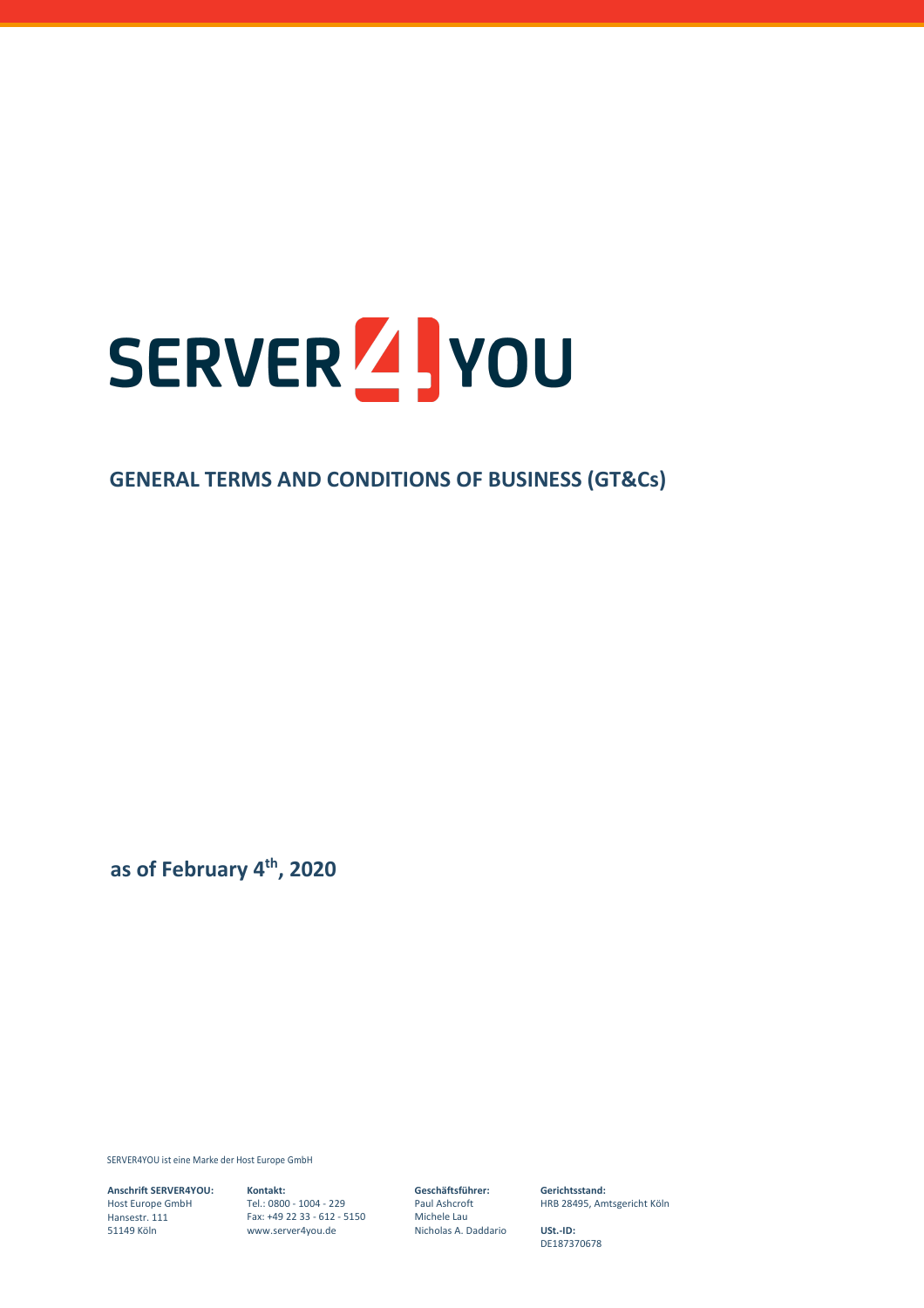# SERVER4YOU

## GENERAL TERMS AND CONDITIONS OF BUSINESS (GT&Cs)

**as of February 4th, 2020**

SERVER4YOU ist eine Marke der Host Europe GmbH

**Anschrift SERVER4YOU:**
Host Europe GmbH
Hansestr. 111
51149 Köln

**Kontakt:**
Tel.: 0800 - 1004 - 229
Fax: +49 22 33 - 612 - 5150
www.server4you.de

**Geschäftsführer:**
Paul Ashcroft
Michele Lau
Nicholas A. Daddario

**Gerichtsstand:**
HRB 28495, Amtsgericht Köln

**USt.-ID:**
DE187370678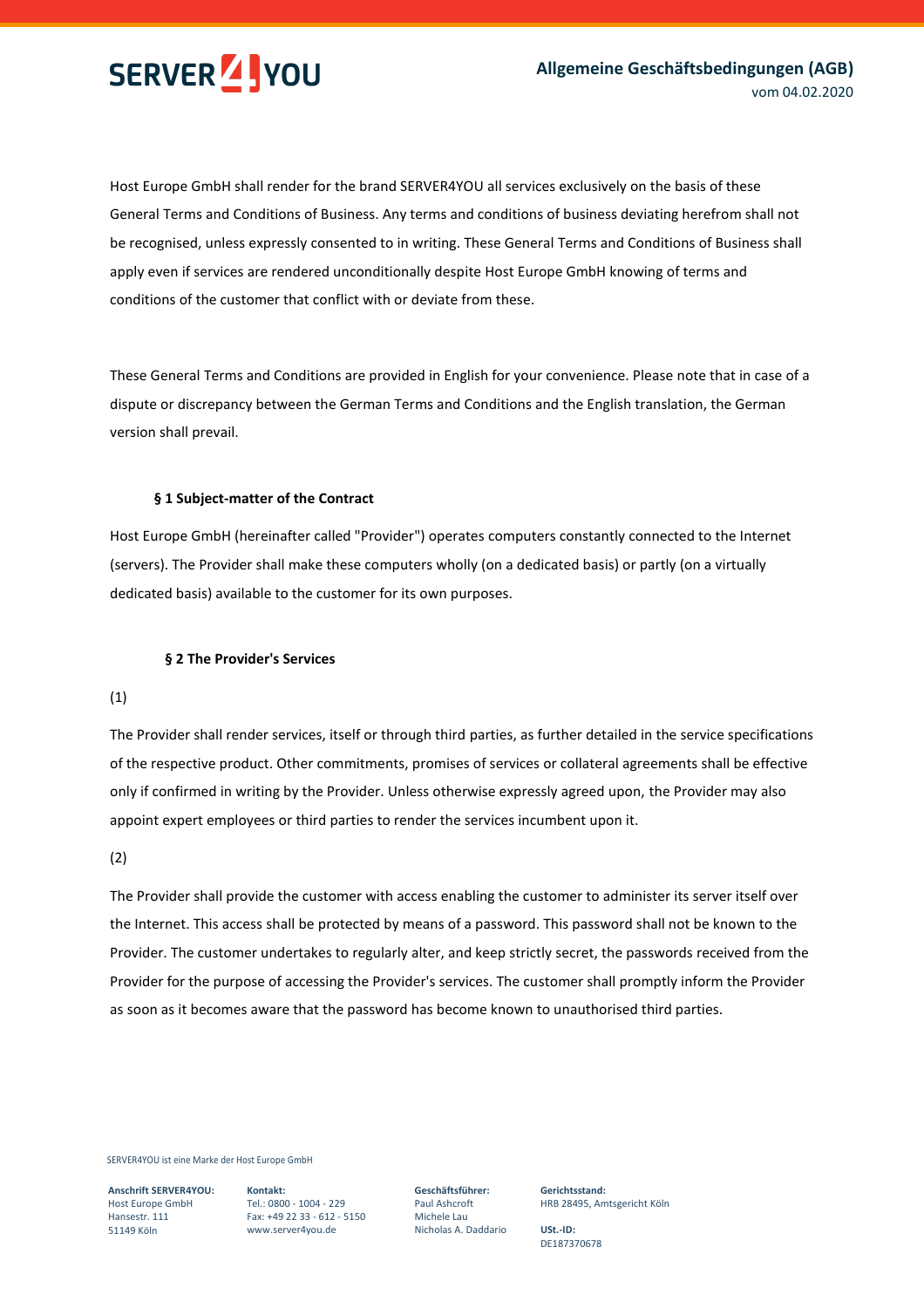Host Europe GmbH shall render for the brand SERVER4YOU all services exclusively on the basis of these General Terms and Conditions of Business. Any terms and conditions of business deviating herefrom shall not be recognised, unless expressly consented to in writing. These General Terms and Conditions of Business shall apply even if services are rendered unconditionally despite Host Europe GmbH knowing of terms and conditions of the customer that conflict with or deviate from these.

These General Terms and Conditions are provided in English for your convenience. Please note that in case of a dispute or discrepancy between the German Terms and Conditions and the English translation, the German version shall prevail.

### § 1 Subject-matter of the Contract

Host Europe GmbH (hereinafter called "Provider") operates computers constantly connected to the Internet (servers). The Provider shall make these computers wholly (on a dedicated basis) or partly (on a virtually dedicated basis) available to the customer for its own purposes.

### § 2 The Provider's Services

(1)

The Provider shall render services, itself or through third parties, as further detailed in the service specifications of the respective product. Other commitments, promises of services or collateral agreements shall be effective only if confirmed in writing by the Provider. Unless otherwise expressly agreed upon, the Provider may also appoint expert employees or third parties to render the services incumbent upon it.

(2)

The Provider shall provide the customer with access enabling the customer to administer its server itself over the Internet. This access shall be protected by means of a password. This password shall not be known to the Provider. The customer undertakes to regularly alter, and keep strictly secret, the passwords received from the Provider for the purpose of accessing the Provider's services. The customer shall promptly inform the Provider as soon as it becomes aware that the password has become known to unauthorised third parties.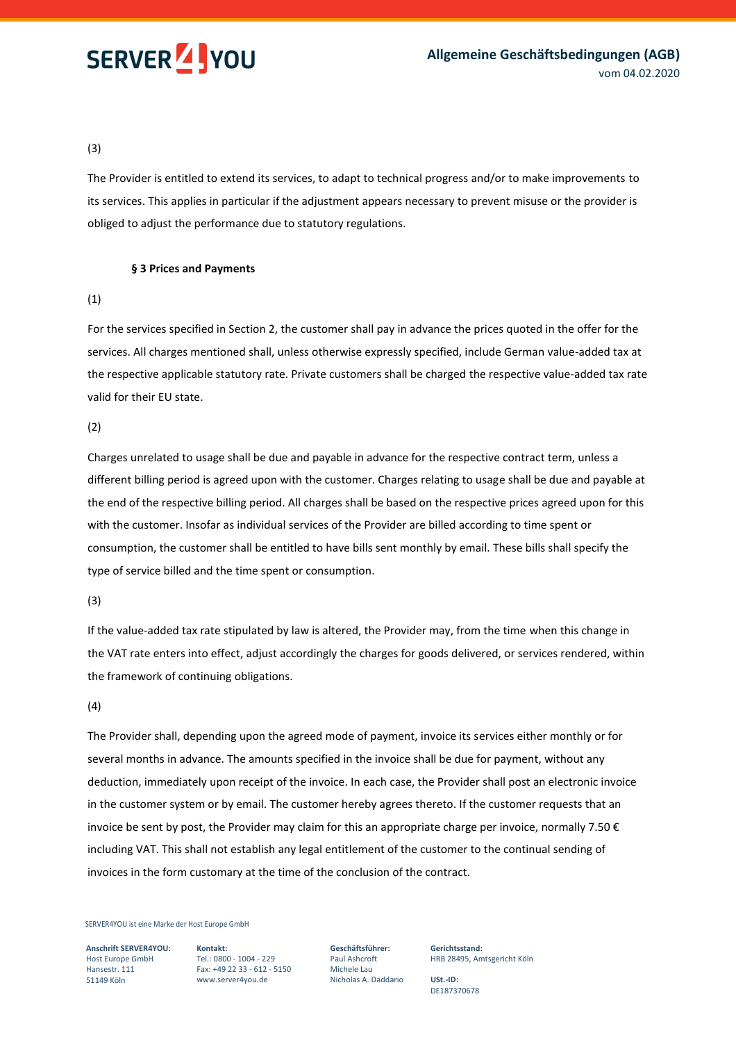(3)

The Provider is entitled to extend its services, to adapt to technical progress and/or to make improvements to its services. This applies in particular if the adjustment appears necessary to prevent misuse or the provider is obliged to adjust the performance due to statutory regulations.

## § 3 Prices and Payments

(1)

For the services specified in Section 2, the customer shall pay in advance the prices quoted in the offer for the services. All charges mentioned shall, unless otherwise expressly specified, include German value-added tax at the respective applicable statutory rate. Private customers shall be charged the respective value-added tax rate valid for their EU state.

(2)

Charges unrelated to usage shall be due and payable in advance for the respective contract term, unless a different billing period is agreed upon with the customer. Charges relating to usage shall be due and payable at the end of the respective billing period. All charges shall be based on the respective prices agreed upon for this with the customer. Insofar as individual services of the Provider are billed according to time spent or consumption, the customer shall be entitled to have bills sent monthly by email. These bills shall specify the type of service billed and the time spent or consumption.

(3)

If the value-added tax rate stipulated by law is altered, the Provider may, from the time when this change in the VAT rate enters into effect, adjust accordingly the charges for goods delivered, or services rendered, within the framework of continuing obligations.

(4)

The Provider shall, depending upon the agreed mode of payment, invoice its services either monthly or for several months in advance. The amounts specified in the invoice shall be due for payment, without any deduction, immediately upon receipt of the invoice. In each case, the Provider shall post an electronic invoice in the customer system or by email. The customer hereby agrees thereto. If the customer requests that an invoice be sent by post, the Provider may claim for this an appropriate charge per invoice, normally 7.50 € including VAT. This shall not establish any legal entitlement of the customer to the continual sending of invoices in the form customary at the time of the conclusion of the contract.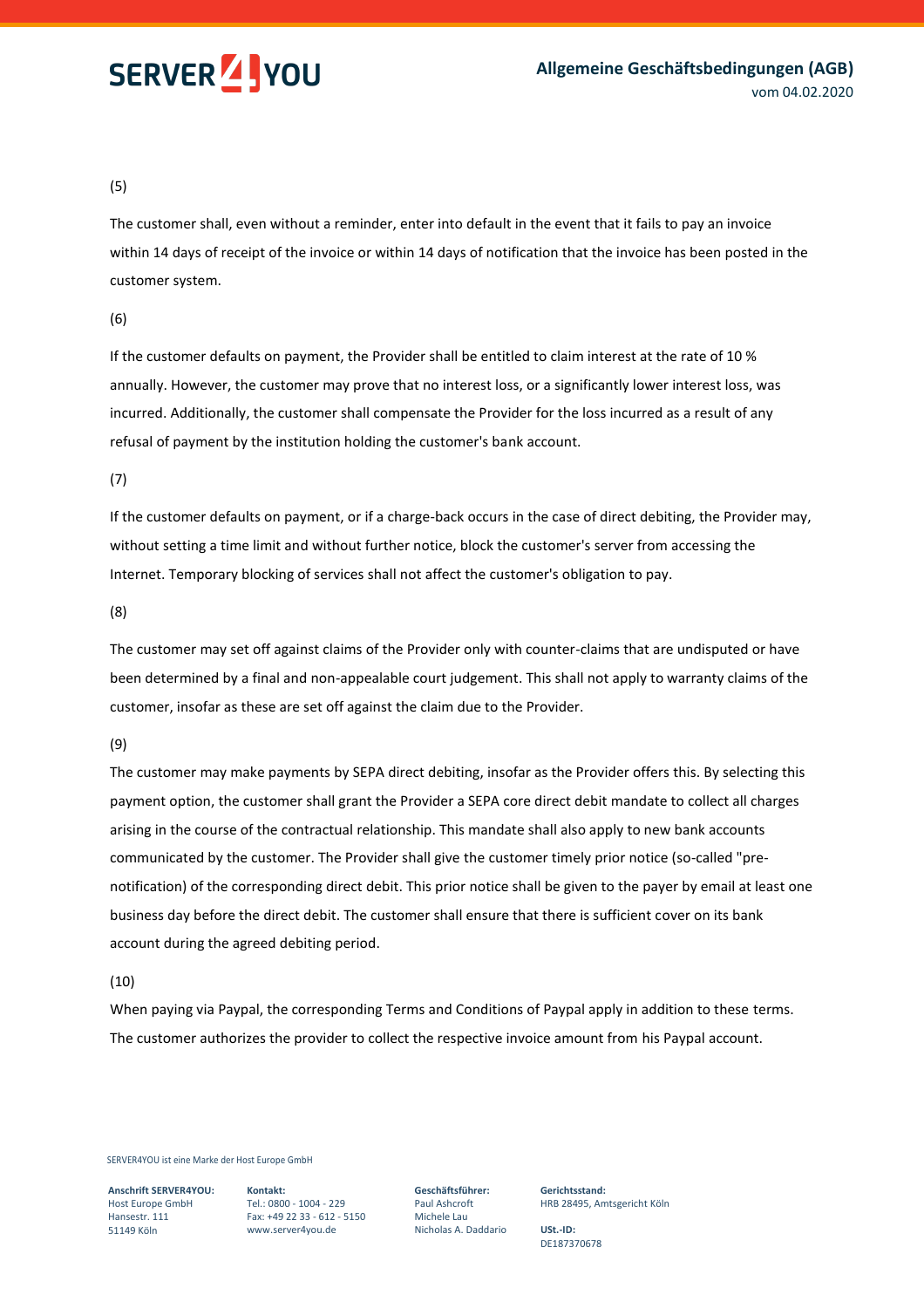(5)

The customer shall, even without a reminder, enter into default in the event that it fails to pay an invoice within 14 days of receipt of the invoice or within 14 days of notification that the invoice has been posted in the customer system.

(6)

If the customer defaults on payment, the Provider shall be entitled to claim interest at the rate of 10 % annually. However, the customer may prove that no interest loss, or a significantly lower interest loss, was incurred. Additionally, the customer shall compensate the Provider for the loss incurred as a result of any refusal of payment by the institution holding the customer's bank account.

(7)

If the customer defaults on payment, or if a charge-back occurs in the case of direct debiting, the Provider may, without setting a time limit and without further notice, block the customer's server from accessing the Internet. Temporary blocking of services shall not affect the customer's obligation to pay.

(8)

The customer may set off against claims of the Provider only with counter-claims that are undisputed or have been determined by a final and non-appealable court judgement. This shall not apply to warranty claims of the customer, insofar as these are set off against the claim due to the Provider.

(9)

The customer may make payments by SEPA direct debiting, insofar as the Provider offers this. By selecting this payment option, the customer shall grant the Provider a SEPA core direct debit mandate to collect all charges arising in the course of the contractual relationship. This mandate shall also apply to new bank accounts communicated by the customer. The Provider shall give the customer timely prior notice (so-called "pre-notification) of the corresponding direct debit. This prior notice shall be given to the payer by email at least one business day before the direct debit. The customer shall ensure that there is sufficient cover on its bank account during the agreed debiting period.

(10)

When paying via Paypal, the corresponding Terms and Conditions of Paypal apply in addition to these terms. The customer authorizes the provider to collect the respective invoice amount from his Paypal account.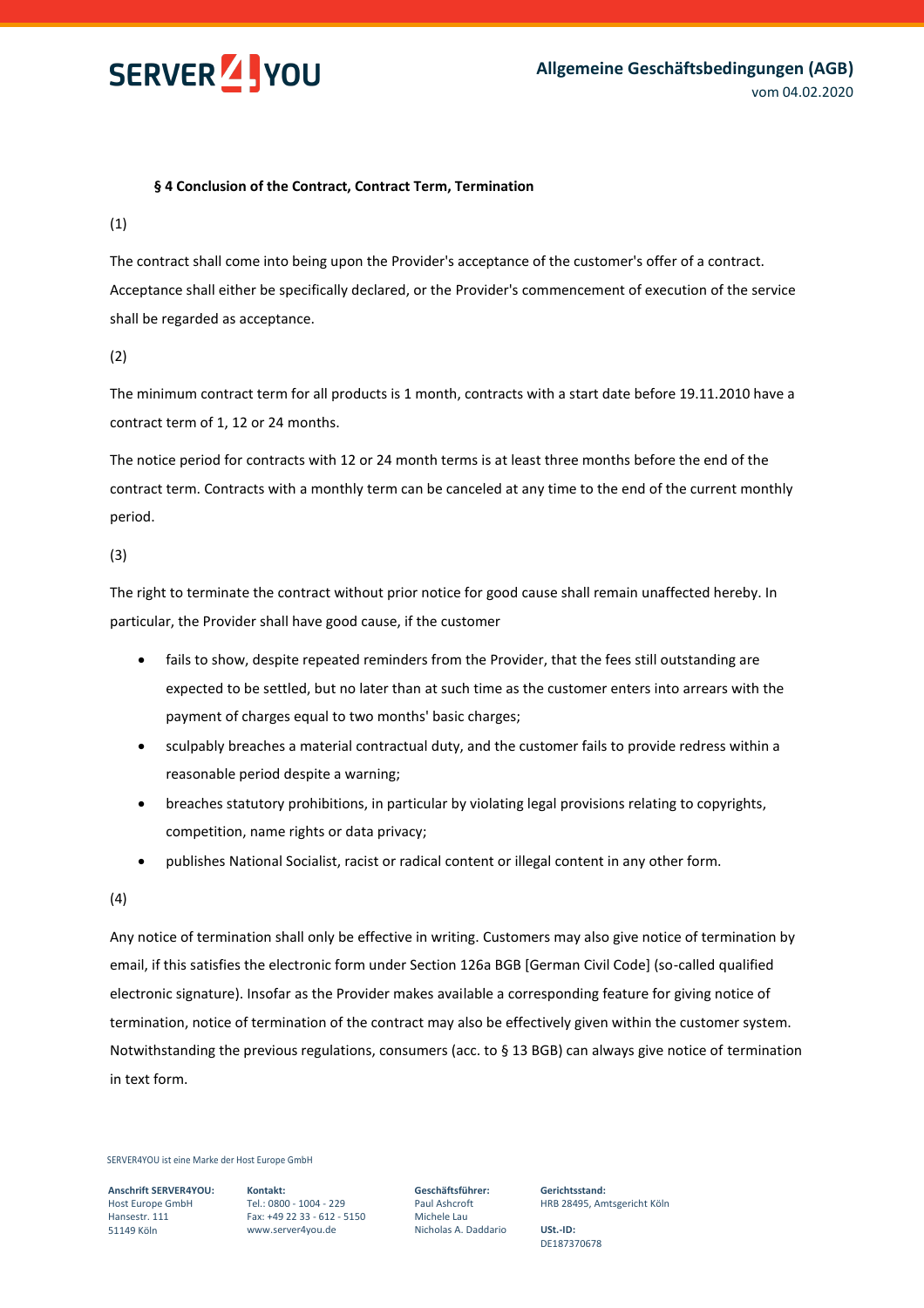### § 4 Conclusion of the Contract, Contract Term, Termination

(1)

The contract shall come into being upon the Provider's acceptance of the customer's offer of a contract. Acceptance shall either be specifically declared, or the Provider's commencement of execution of the service shall be regarded as acceptance.

(2)

The minimum contract term for all products is 1 month, contracts with a start date before 19.11.2010 have a contract term of 1, 12 or 24 months.

The notice period for contracts with 12 or 24 month terms is at least three months before the end of the contract term. Contracts with a monthly term can be canceled at any time to the end of the current monthly period.

(3)

The right to terminate the contract without prior notice for good cause shall remain unaffected hereby. In particular, the Provider shall have good cause, if the customer

- fails to show, despite repeated reminders from the Provider, that the fees still outstanding are expected to be settled, but no later than at such time as the customer enters into arrears with the payment of charges equal to two months' basic charges;
- sculpably breaches a material contractual duty, and the customer fails to provide redress within a reasonable period despite a warning;
- breaches statutory prohibitions, in particular by violating legal provisions relating to copyrights, competition, name rights or data privacy;
- publishes National Socialist, racist or radical content or illegal content in any other form.

(4)

Any notice of termination shall only be effective in writing. Customers may also give notice of termination by email, if this satisfies the electronic form under Section 126a BGB [German Civil Code] (so-called qualified electronic signature). Insofar as the Provider makes available a corresponding feature for giving notice of termination, notice of termination of the contract may also be effectively given within the customer system. Notwithstanding the previous regulations, consumers (acc. to § 13 BGB) can always give notice of termination in text form.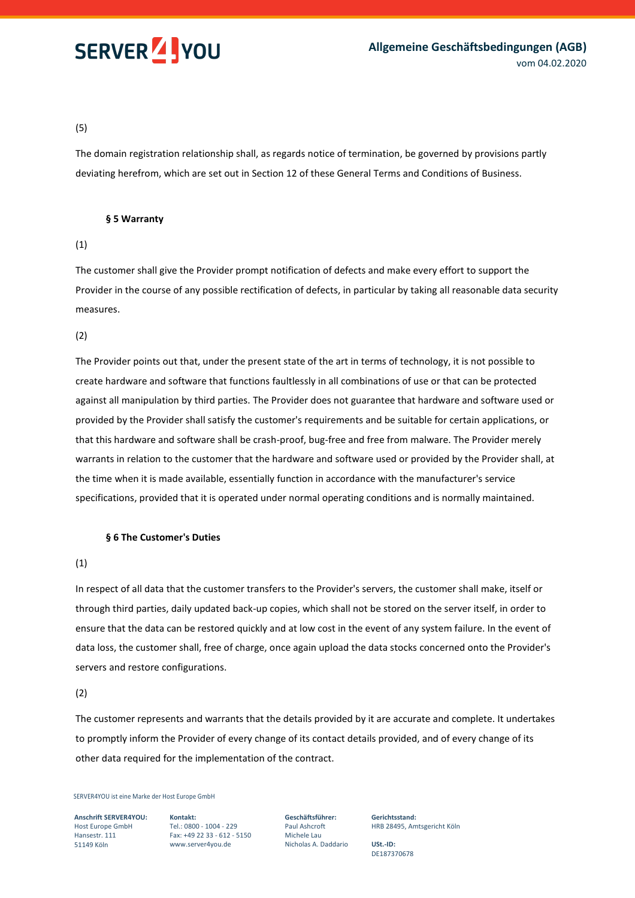(5)

The domain registration relationship shall, as regards notice of termination, be governed by provisions partly deviating herefrom, which are set out in Section 12 of these General Terms and Conditions of Business.

## § 5 Warranty

(1)

The customer shall give the Provider prompt notification of defects and make every effort to support the Provider in the course of any possible rectification of defects, in particular by taking all reasonable data security measures.

(2)

The Provider points out that, under the present state of the art in terms of technology, it is not possible to create hardware and software that functions faultlessly in all combinations of use or that can be protected against all manipulation by third parties. The Provider does not guarantee that hardware and software used or provided by the Provider shall satisfy the customer's requirements and be suitable for certain applications, or that this hardware and software shall be crash-proof, bug-free and free from malware. The Provider merely warrants in relation to the customer that the hardware and software used or provided by the Provider shall, at the time when it is made available, essentially function in accordance with the manufacturer's service specifications, provided that it is operated under normal operating conditions and is normally maintained.

## § 6 The Customer's Duties

(1)

In respect of all data that the customer transfers to the Provider's servers, the customer shall make, itself or through third parties, daily updated back-up copies, which shall not be stored on the server itself, in order to ensure that the data can be restored quickly and at low cost in the event of any system failure. In the event of data loss, the customer shall, free of charge, once again upload the data stocks concerned onto the Provider's servers and restore configurations.

(2)

The customer represents and warrants that the details provided by it are accurate and complete. It undertakes to promptly inform the Provider of every change of its contact details provided, and of every change of its other data required for the implementation of the contract.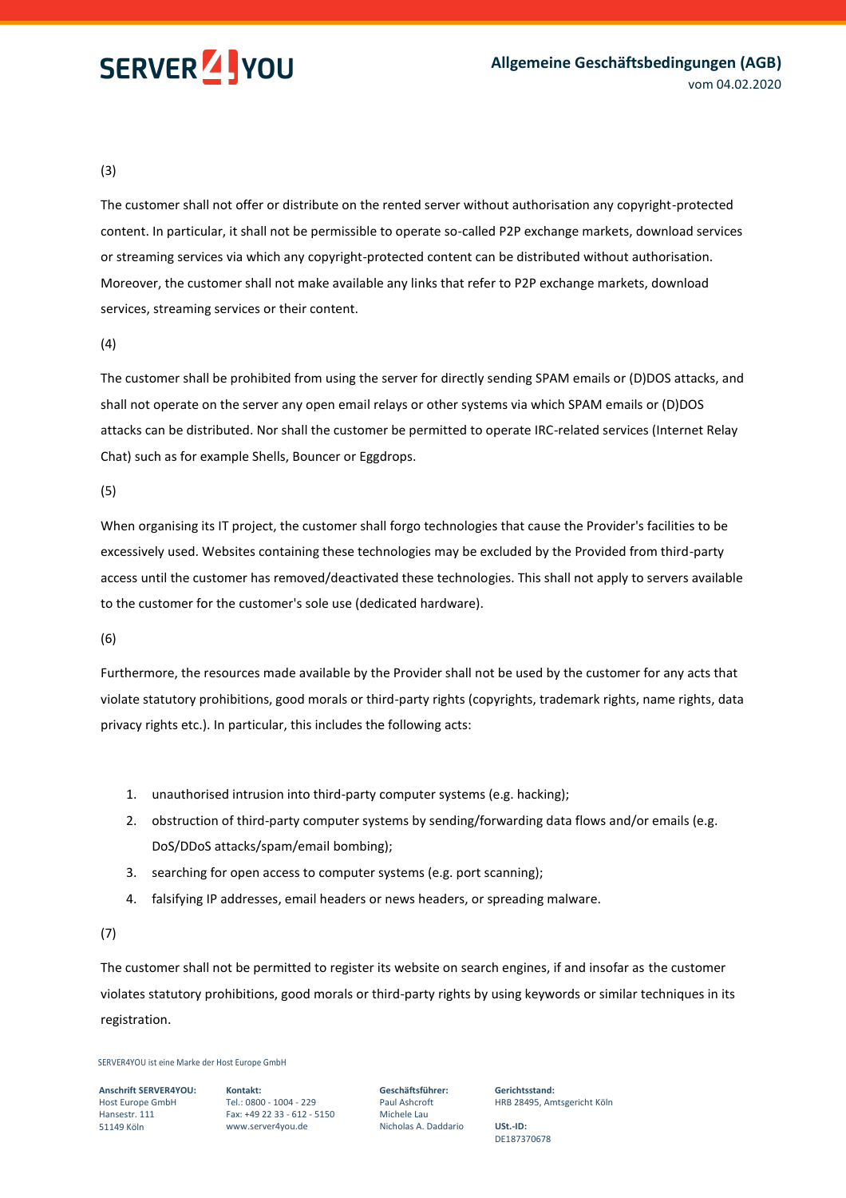(3)

The customer shall not offer or distribute on the rented server without authorisation any copyright-protected content. In particular, it shall not be permissible to operate so-called P2P exchange markets, download services or streaming services via which any copyright-protected content can be distributed without authorisation. Moreover, the customer shall not make available any links that refer to P2P exchange markets, download services, streaming services or their content.

(4)

The customer shall be prohibited from using the server for directly sending SPAM emails or (D)DOS attacks, and shall not operate on the server any open email relays or other systems via which SPAM emails or (D)DOS attacks can be distributed. Nor shall the customer be permitted to operate IRC-related services (Internet Relay Chat) such as for example Shells, Bouncer or Eggdrops.

(5)

When organising its IT project, the customer shall forgo technologies that cause the Provider's facilities to be excessively used. Websites containing these technologies may be excluded by the Provided from third-party access until the customer has removed/deactivated these technologies. This shall not apply to servers available to the customer for the customer's sole use (dedicated hardware).

(6)

Furthermore, the resources made available by the Provider shall not be used by the customer for any acts that violate statutory prohibitions, good morals or third-party rights (copyrights, trademark rights, name rights, data privacy rights etc.). In particular, this includes the following acts:

1. unauthorised intrusion into third-party computer systems (e.g. hacking);
2. obstruction of third-party computer systems by sending/forwarding data flows and/or emails (e.g. DoS/DDoS attacks/spam/email bombing);
3. searching for open access to computer systems (e.g. port scanning);
4. falsifying IP addresses, email headers or news headers, or spreading malware.

(7)

The customer shall not be permitted to register its website on search engines, if and insofar as the customer violates statutory prohibitions, good morals or third-party rights by using keywords or similar techniques in its registration.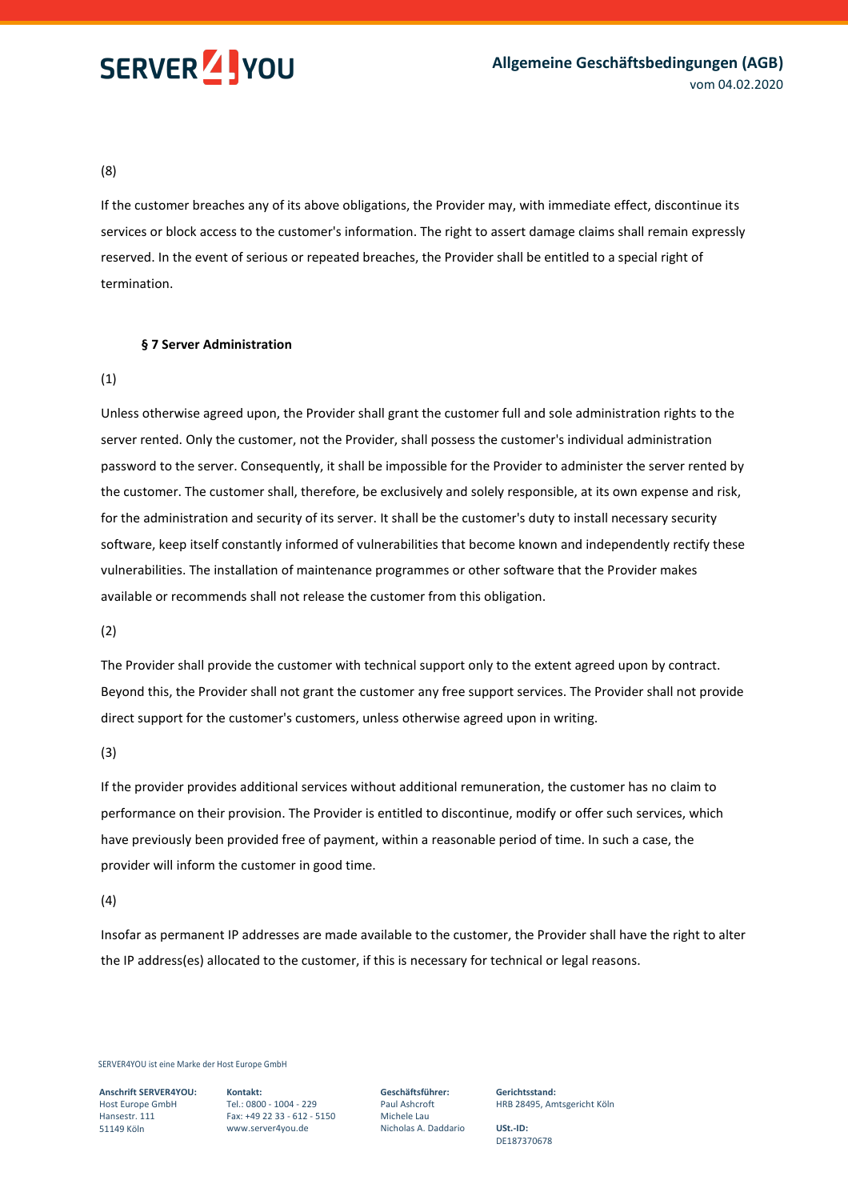(8)

If the customer breaches any of its above obligations, the Provider may, with immediate effect, discontinue its services or block access to the customer's information. The right to assert damage claims shall remain expressly reserved. In the event of serious or repeated breaches, the Provider shall be entitled to a special right of termination.

## § 7 Server Administration

(1)

Unless otherwise agreed upon, the Provider shall grant the customer full and sole administration rights to the server rented. Only the customer, not the Provider, shall possess the customer's individual administration password to the server. Consequently, it shall be impossible for the Provider to administer the server rented by the customer. The customer shall, therefore, be exclusively and solely responsible, at its own expense and risk, for the administration and security of its server. It shall be the customer's duty to install necessary security software, keep itself constantly informed of vulnerabilities that become known and independently rectify these vulnerabilities. The installation of maintenance programmes or other software that the Provider makes available or recommends shall not release the customer from this obligation.

(2)

The Provider shall provide the customer with technical support only to the extent agreed upon by contract. Beyond this, the Provider shall not grant the customer any free support services. The Provider shall not provide direct support for the customer's customers, unless otherwise agreed upon in writing.

(3)

If the provider provides additional services without additional remuneration, the customer has no claim to performance on their provision. The Provider is entitled to discontinue, modify or offer such services, which have previously been provided free of payment, within a reasonable period of time. In such a case, the provider will inform the customer in good time.

(4)

Insofar as permanent IP addresses are made available to the customer, the Provider shall have the right to alter the IP address(es) allocated to the customer, if this is necessary for technical or legal reasons.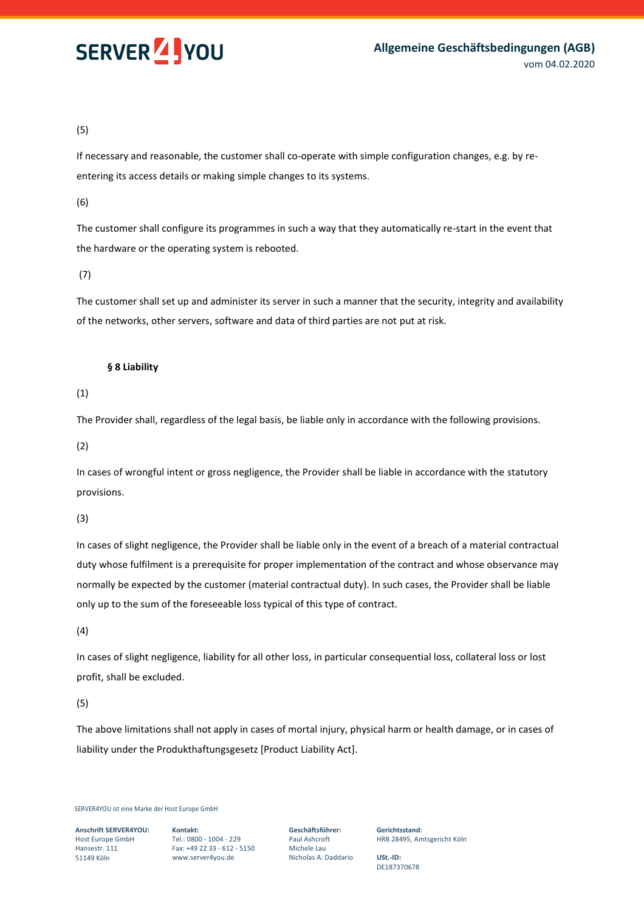(5)

If necessary and reasonable, the customer shall co-operate with simple configuration changes, e.g. by re-entering its access details or making simple changes to its systems.

(6)

The customer shall configure its programmes in such a way that they automatically re-start in the event that the hardware or the operating system is rebooted.

(7)

The customer shall set up and administer its server in such a manner that the security, integrity and availability of the networks, other servers, software and data of third parties are not put at risk.

## § 8 Liability

(1)

The Provider shall, regardless of the legal basis, be liable only in accordance with the following provisions.

(2)

In cases of wrongful intent or gross negligence, the Provider shall be liable in accordance with the statutory provisions.

(3)

In cases of slight negligence, the Provider shall be liable only in the event of a breach of a material contractual duty whose fulfilment is a prerequisite for proper implementation of the contract and whose observance may normally be expected by the customer (material contractual duty). In such cases, the Provider shall be liable only up to the sum of the foreseeable loss typical of this type of contract.

(4)

In cases of slight negligence, liability for all other loss, in particular consequential loss, collateral loss or lost profit, shall be excluded.

(5)

The above limitations shall not apply in cases of mortal injury, physical harm or health damage, or in cases of liability under the Produkthaftungsgesetz [Product Liability Act].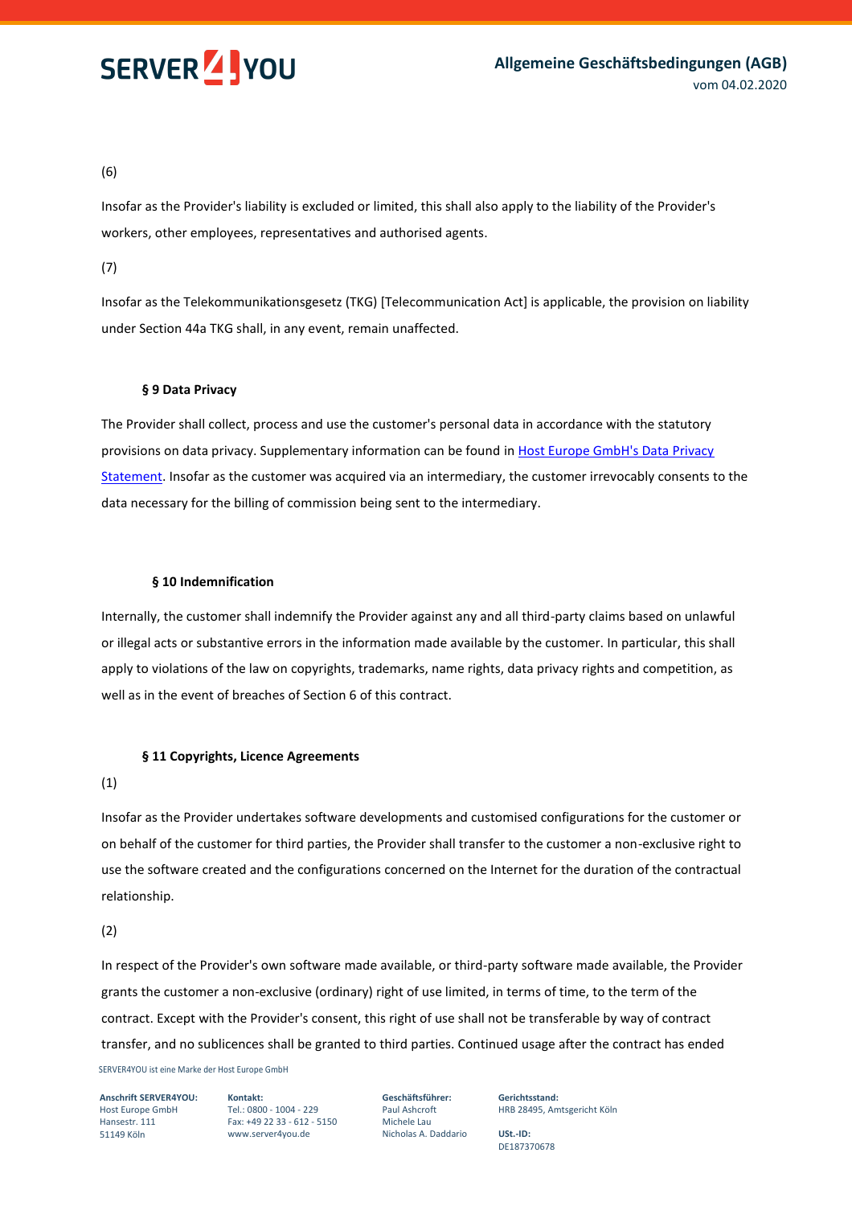(6)

Insofar as the Provider's liability is excluded or limited, this shall also apply to the liability of the Provider's workers, other employees, representatives and authorised agents.

(7)

Insofar as the Telekommunikationsgesetz (TKG) [Telecommunication Act] is applicable, the provision on liability under Section 44a TKG shall, in any event, remain unaffected.

### § 9 Data Privacy

The Provider shall collect, process and use the customer's personal data in accordance with the statutory provisions on data privacy. Supplementary information can be found in Host Europe GmbH's Data Privacy Statement. Insofar as the customer was acquired via an intermediary, the customer irrevocably consents to the data necessary for the billing of commission being sent to the intermediary.

### § 10 Indemnification

Internally, the customer shall indemnify the Provider against any and all third-party claims based on unlawful or illegal acts or substantive errors in the information made available by the customer. In particular, this shall apply to violations of the law on copyrights, trademarks, name rights, data privacy rights and competition, as well as in the event of breaches of Section 6 of this contract.

### § 11 Copyrights, Licence Agreements

(1)

Insofar as the Provider undertakes software developments and customised configurations for the customer or on behalf of the customer for third parties, the Provider shall transfer to the customer a non-exclusive right to use the software created and the configurations concerned on the Internet for the duration of the contractual relationship.

(2)

In respect of the Provider's own software made available, or third-party software made available, the Provider grants the customer a non-exclusive (ordinary) right of use limited, in terms of time, to the term of the contract. Except with the Provider's consent, this right of use shall not be transferable by way of contract transfer, and no sublicences shall be granted to third parties. Continued usage after the contract has ended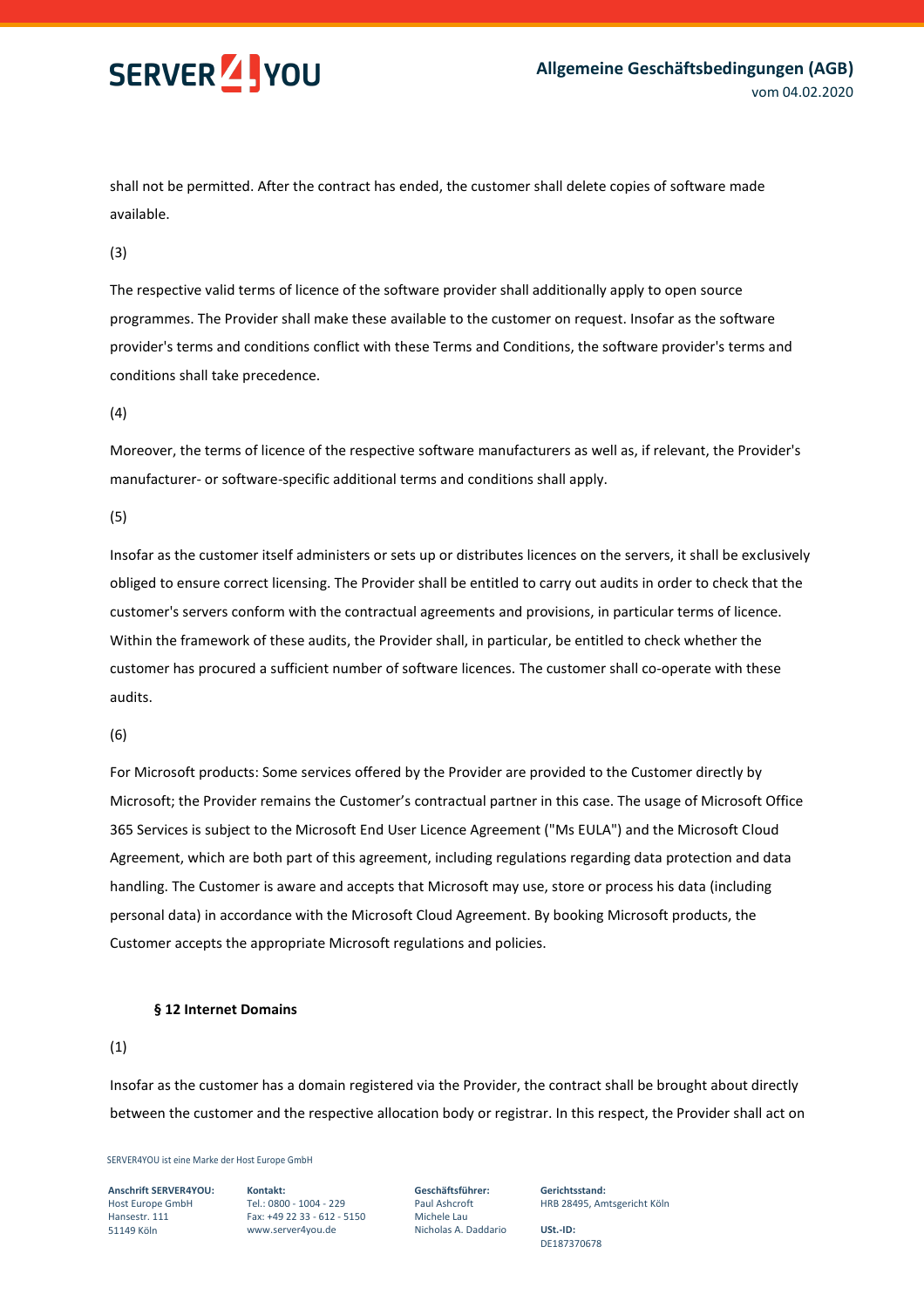shall not be permitted. After the contract has ended, the customer shall delete copies of software made available.

(3)

The respective valid terms of licence of the software provider shall additionally apply to open source programmes. The Provider shall make these available to the customer on request. Insofar as the software provider's terms and conditions conflict with these Terms and Conditions, the software provider's terms and conditions shall take precedence.

(4)

Moreover, the terms of licence of the respective software manufacturers as well as, if relevant, the Provider's manufacturer- or software-specific additional terms and conditions shall apply.

(5)

Insofar as the customer itself administers or sets up or distributes licences on the servers, it shall be exclusively obliged to ensure correct licensing. The Provider shall be entitled to carry out audits in order to check that the customer's servers conform with the contractual agreements and provisions, in particular terms of licence. Within the framework of these audits, the Provider shall, in particular, be entitled to check whether the customer has procured a sufficient number of software licences. The customer shall co-operate with these audits.

(6)

For Microsoft products: Some services offered by the Provider are provided to the Customer directly by Microsoft; the Provider remains the Customer's contractual partner in this case. The usage of Microsoft Office 365 Services is subject to the Microsoft End User Licence Agreement ("Ms EULA") and the Microsoft Cloud Agreement, which are both part of this agreement, including regulations regarding data protection and data handling. The Customer is aware and accepts that Microsoft may use, store or process his data (including personal data) in accordance with the Microsoft Cloud Agreement. By booking Microsoft products, the Customer accepts the appropriate Microsoft regulations and policies.

### § 12 Internet Domains

(1)

Insofar as the customer has a domain registered via the Provider, the contract shall be brought about directly between the customer and the respective allocation body or registrar. In this respect, the Provider shall act on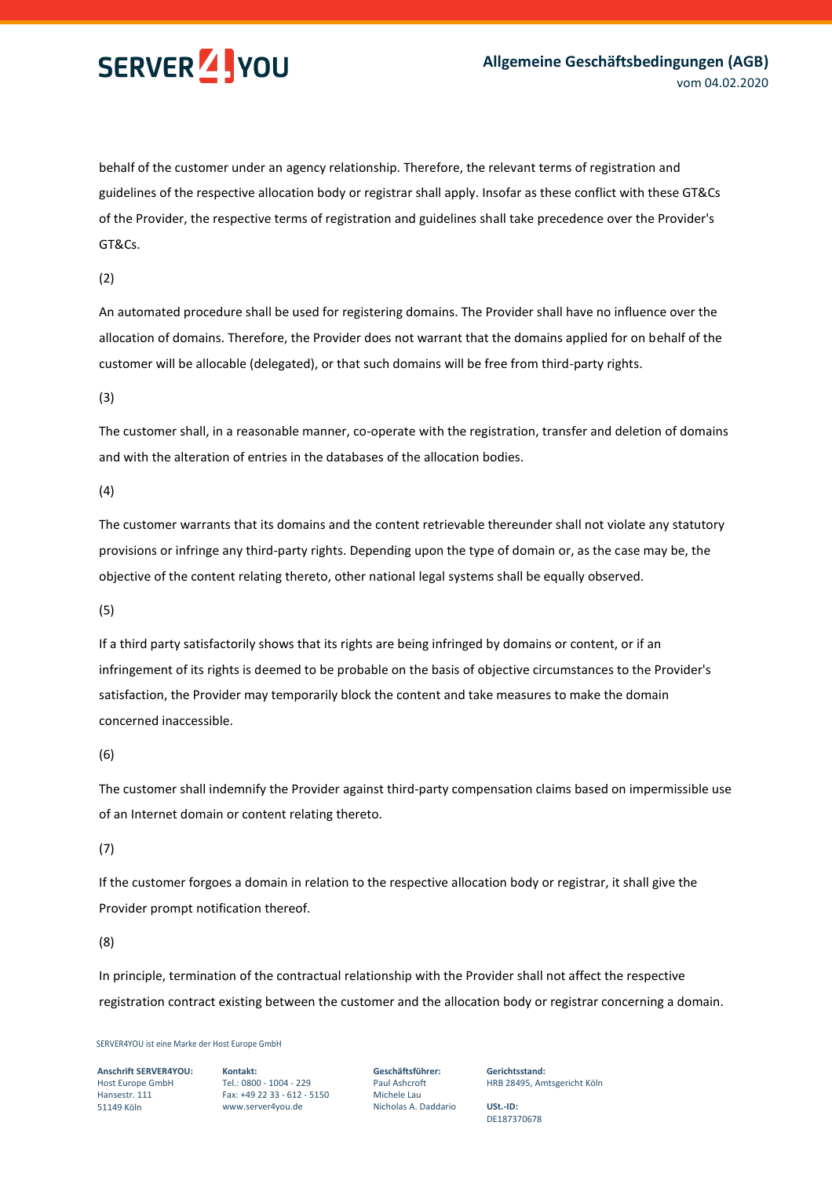behalf of the customer under an agency relationship. Therefore, the relevant terms of registration and guidelines of the respective allocation body or registrar shall apply. Insofar as these conflict with these GT&Cs of the Provider, the respective terms of registration and guidelines shall take precedence over the Provider's GT&Cs.

(2)

An automated procedure shall be used for registering domains. The Provider shall have no influence over the allocation of domains. Therefore, the Provider does not warrant that the domains applied for on behalf of the customer will be allocable (delegated), or that such domains will be free from third-party rights.

(3)

The customer shall, in a reasonable manner, co-operate with the registration, transfer and deletion of domains and with the alteration of entries in the databases of the allocation bodies.

(4)

The customer warrants that its domains and the content retrievable thereunder shall not violate any statutory provisions or infringe any third-party rights. Depending upon the type of domain or, as the case may be, the objective of the content relating thereto, other national legal systems shall be equally observed.

(5)

If a third party satisfactorily shows that its rights are being infringed by domains or content, or if an infringement of its rights is deemed to be probable on the basis of objective circumstances to the Provider's satisfaction, the Provider may temporarily block the content and take measures to make the domain concerned inaccessible.

(6)

The customer shall indemnify the Provider against third-party compensation claims based on impermissible use of an Internet domain or content relating thereto.

(7)

If the customer forgoes a domain in relation to the respective allocation body or registrar, it shall give the Provider prompt notification thereof.

(8)

In principle, termination of the contractual relationship with the Provider shall not affect the respective registration contract existing between the customer and the allocation body or registrar concerning a domain.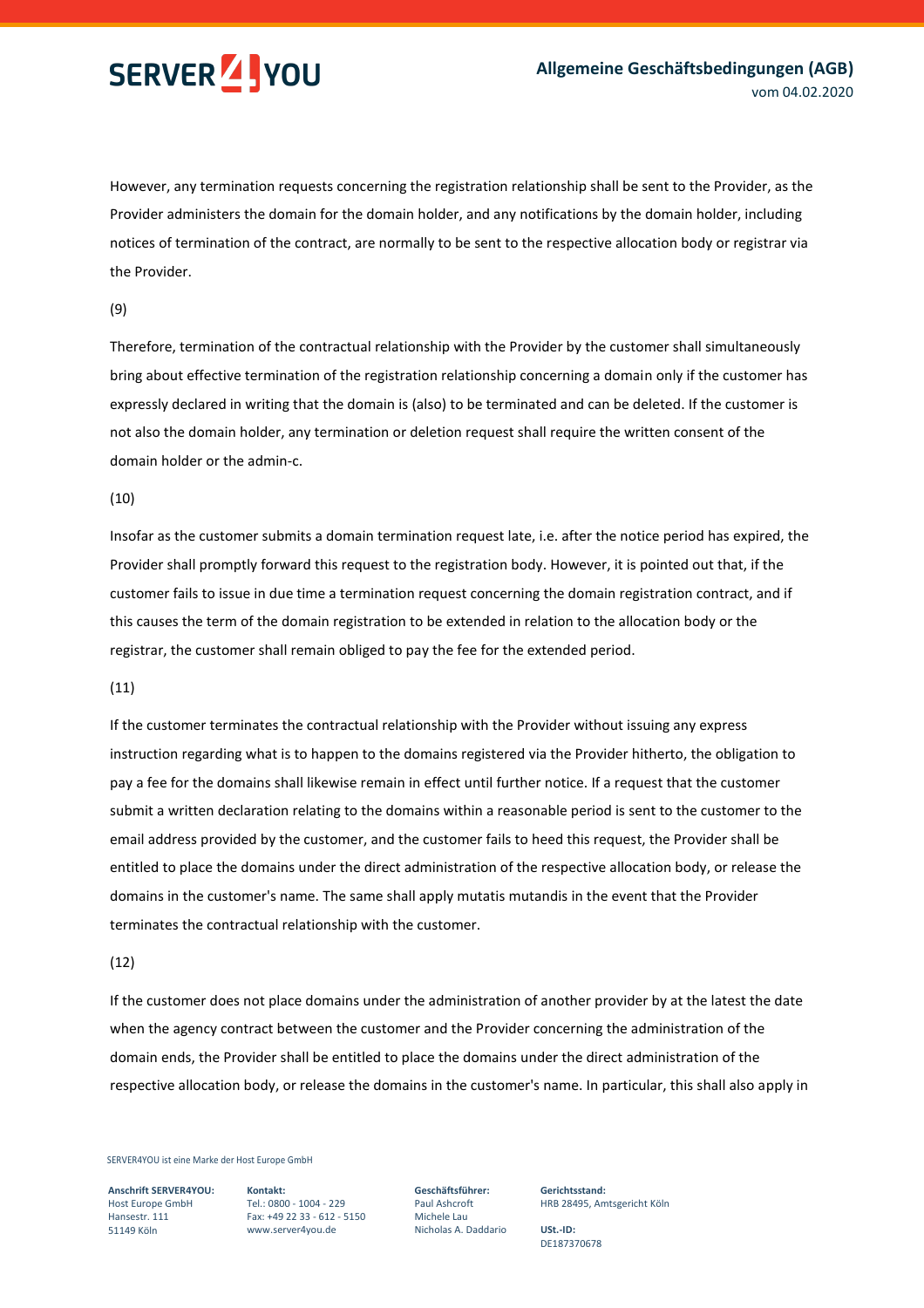However, any termination requests concerning the registration relationship shall be sent to the Provider, as the Provider administers the domain for the domain holder, and any notifications by the domain holder, including notices of termination of the contract, are normally to be sent to the respective allocation body or registrar via the Provider.

(9)

Therefore, termination of the contractual relationship with the Provider by the customer shall simultaneously bring about effective termination of the registration relationship concerning a domain only if the customer has expressly declared in writing that the domain is (also) to be terminated and can be deleted. If the customer is not also the domain holder, any termination or deletion request shall require the written consent of the domain holder or the admin-c.

(10)

Insofar as the customer submits a domain termination request late, i.e. after the notice period has expired, the Provider shall promptly forward this request to the registration body. However, it is pointed out that, if the customer fails to issue in due time a termination request concerning the domain registration contract, and if this causes the term of the domain registration to be extended in relation to the allocation body or the registrar, the customer shall remain obliged to pay the fee for the extended period.

(11)

If the customer terminates the contractual relationship with the Provider without issuing any express instruction regarding what is to happen to the domains registered via the Provider hitherto, the obligation to pay a fee for the domains shall likewise remain in effect until further notice. If a request that the customer submit a written declaration relating to the domains within a reasonable period is sent to the customer to the email address provided by the customer, and the customer fails to heed this request, the Provider shall be entitled to place the domains under the direct administration of the respective allocation body, or release the domains in the customer's name. The same shall apply mutatis mutandis in the event that the Provider terminates the contractual relationship with the customer.

(12)

If the customer does not place domains under the administration of another provider by at the latest the date when the agency contract between the customer and the Provider concerning the administration of the domain ends, the Provider shall be entitled to place the domains under the direct administration of the respective allocation body, or release the domains in the customer's name. In particular, this shall also apply in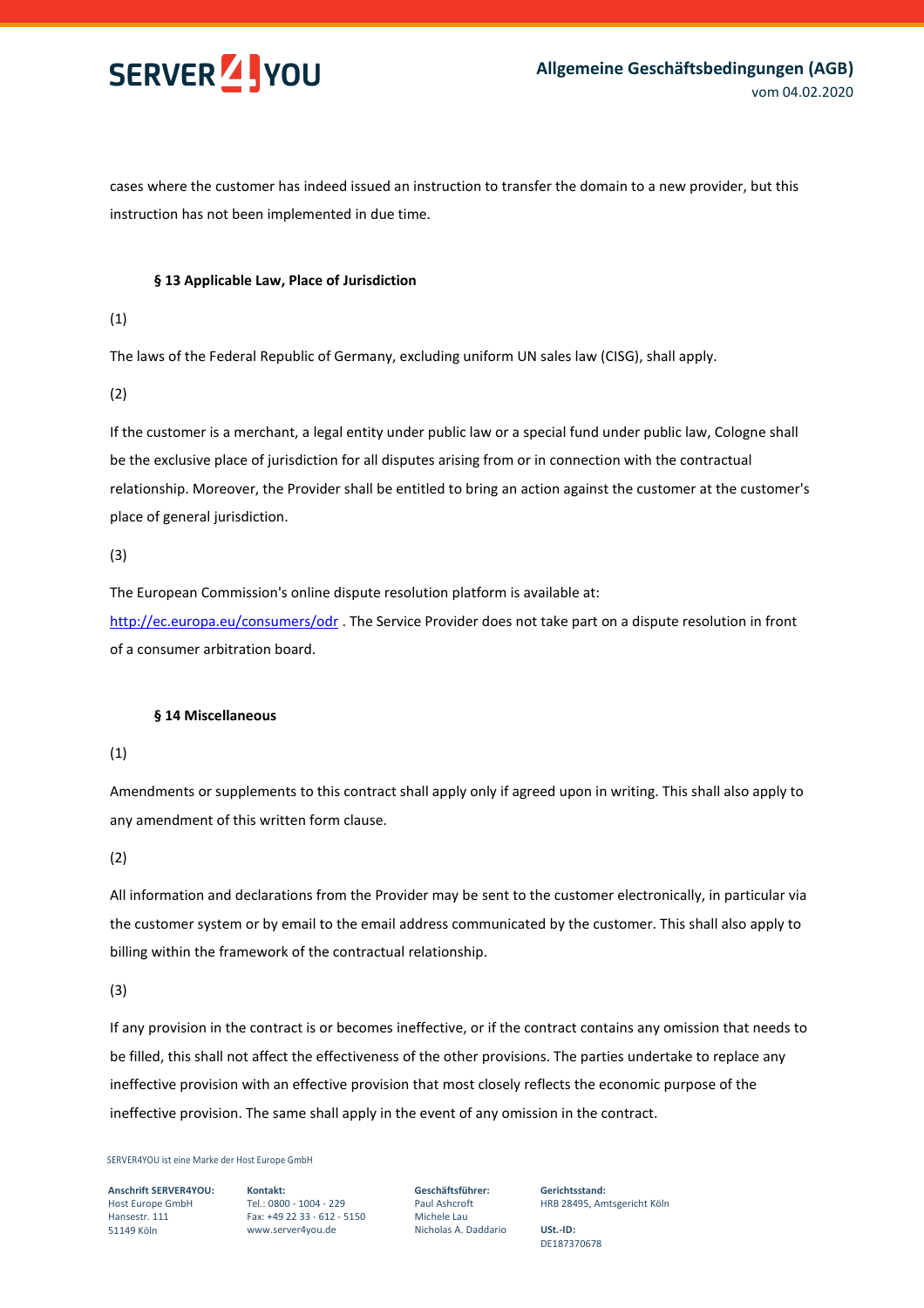cases where the customer has indeed issued an instruction to transfer the domain to a new provider, but this instruction has not been implemented in due time.

### § 13 Applicable Law, Place of Jurisdiction

(1)

The laws of the Federal Republic of Germany, excluding uniform UN sales law (CISG), shall apply.

(2)

If the customer is a merchant, a legal entity under public law or a special fund under public law, Cologne shall be the exclusive place of jurisdiction for all disputes arising from or in connection with the contractual relationship. Moreover, the Provider shall be entitled to bring an action against the customer at the customer's place of general jurisdiction.

(3)

The European Commission's online dispute resolution platform is available at: http://ec.europa.eu/consumers/odr . The Service Provider does not take part on a dispute resolution in front of a consumer arbitration board.

### § 14 Miscellaneous

(1)

Amendments or supplements to this contract shall apply only if agreed upon in writing. This shall also apply to any amendment of this written form clause.

(2)

All information and declarations from the Provider may be sent to the customer electronically, in particular via the customer system or by email to the email address communicated by the customer. This shall also apply to billing within the framework of the contractual relationship.

(3)

If any provision in the contract is or becomes ineffective, or if the contract contains any omission that needs to be filled, this shall not affect the effectiveness of the other provisions. The parties undertake to replace any ineffective provision with an effective provision that most closely reflects the economic purpose of the ineffective provision. The same shall apply in the event of any omission in the contract.